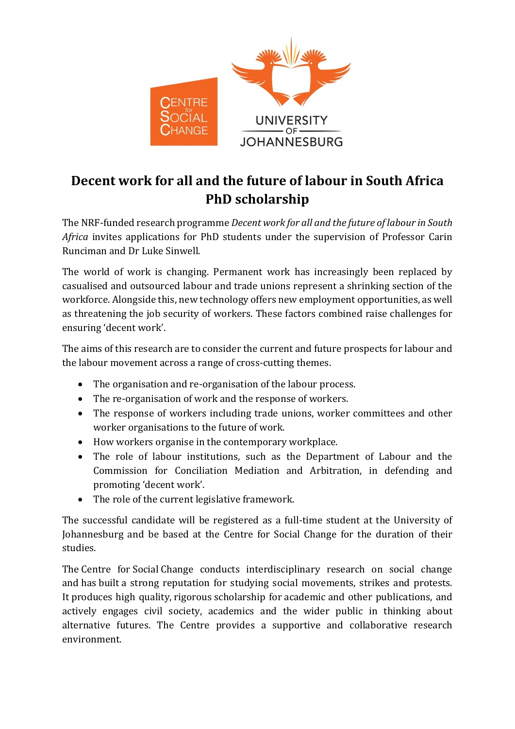# Decent work for all and the future of labour in South Africa PhD scholarship

The NRF-funded research programme *Decent work for all and the future of labour in South Africa* invites applications for PhD students under the supervision of Professor Carin Runciman and Dr Luke Sinwell.

The world of work is changing. Permanent work has increasingly been replaced by casualised and outsourced labour and trade unions represent a shrinking section of the workforce. Alongside this, new technology offers new employment opportunities, as well as threatening the job security of workers. These factors combined raise challenges for ensuring 'decent work'.

The aims of this research are to consider the current and future prospects for labour and the labour movement across a range of cross-cutting themes.

- The organisation and re-organisation of the labour process.
- The re-organisation of work and the response of workers.
- The response of workers including trade unions, worker committees and other worker organisations to the future of work.
- How workers organise in the contemporary workplace.
- The role of labour institutions, such as the Department of Labour and the Commission for Conciliation Mediation and Arbitration, in defending and promoting 'decent work'.
- The role of the current legislative framework.

The successful candidate will be registered as a full-time student at the University of Johannesburg and be based at the Centre for Social Change for the duration of their studies.

The Centre for Social Change conducts interdisciplinary research on social change and has built a strong reputation for studying social movements, strikes and protests. It produces high quality, rigorous scholarship for academic and other publications, and actively engages civil society, academics and the wider public in thinking about alternative futures. The Centre provides a supportive and collaborative research environment.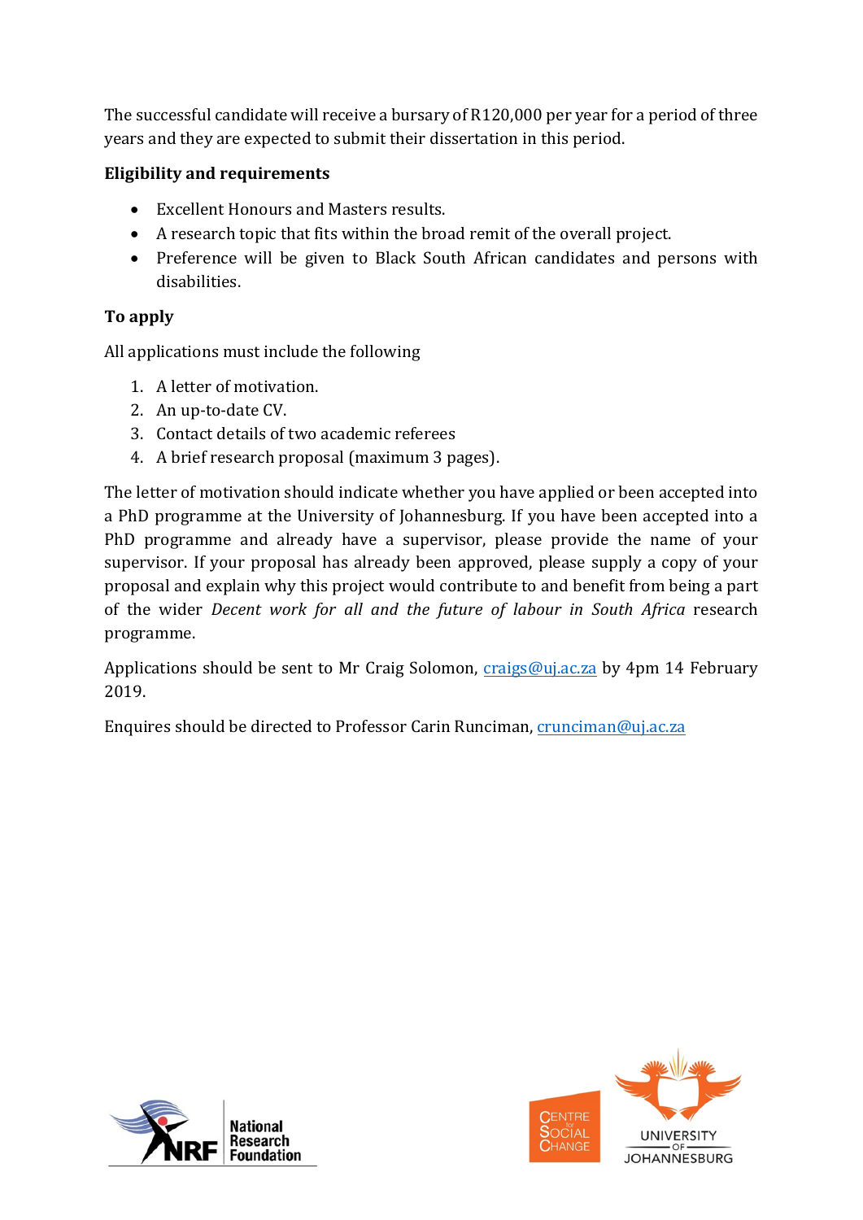The successful candidate will receive a bursary of R120,000 per year for a period of three years and they are expected to submit their dissertation in this period.

**Eligibility and requirements**

- Excellent Honours and Masters results.
- A research topic that fits within the broad remit of the overall project.
- Preference will be given to Black South African candidates and persons with disabilities.

**To apply**

All applications must include the following

1. A letter of motivation.
2. An up-to-date CV.
3. Contact details of two academic referees
4. A brief research proposal (maximum 3 pages).

The letter of motivation should indicate whether you have applied or been accepted into a PhD programme at the University of Johannesburg. If you have been accepted into a PhD programme and already have a supervisor, please provide the name of your supervisor. If your proposal has already been approved, please supply a copy of your proposal and explain why this project would contribute to and benefit from being a part of the wider *Decent work for all and the future of labour in South Africa* research programme.

Applications should be sent to Mr Craig Solomon, craigs@uj.ac.za by 4pm 14 February 2019.

Enquires should be directed to Professor Carin Runciman, crunciman@uj.ac.za